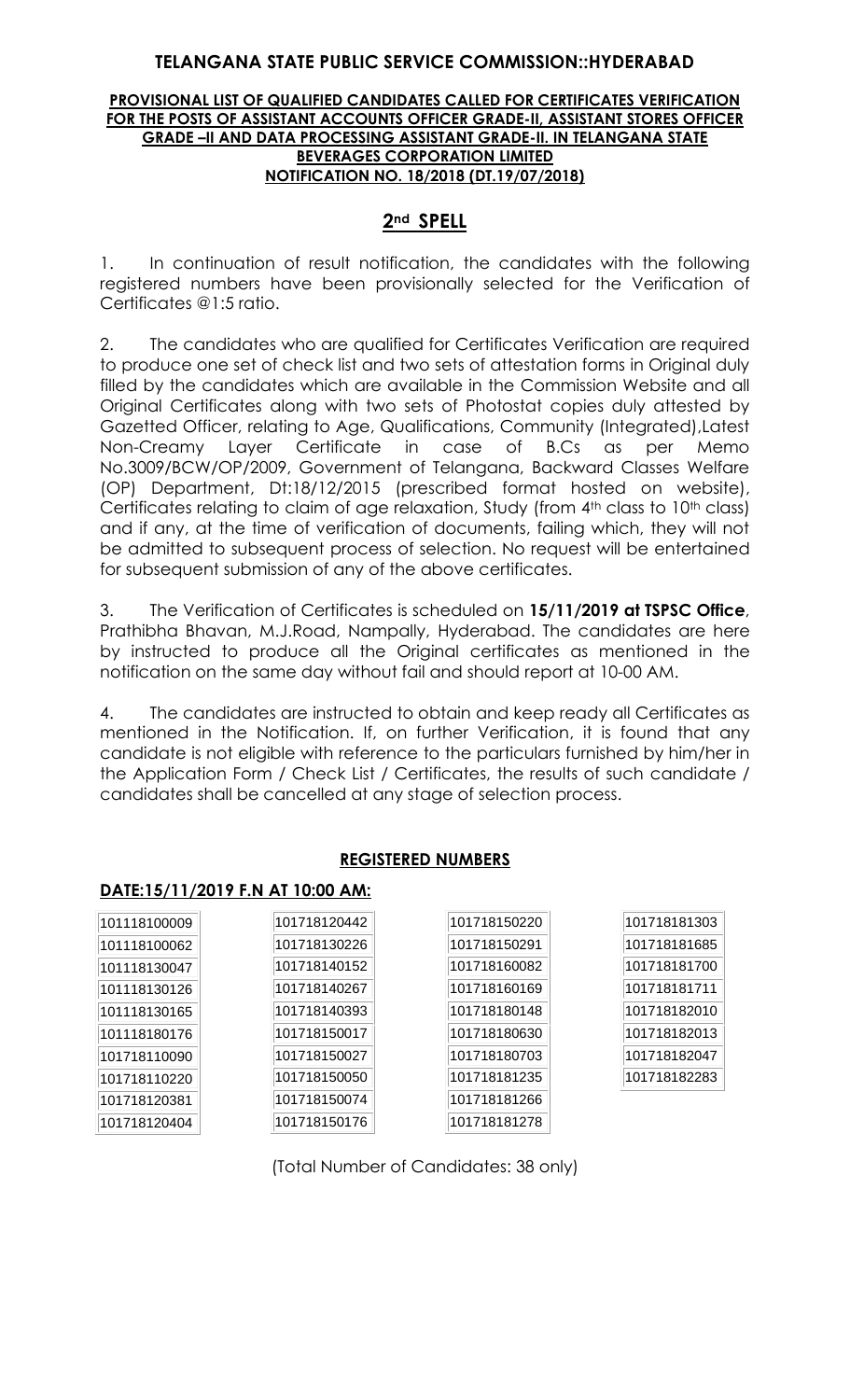# TELANGANA STATE PUBLIC SERVICE COMMISSION::HYDERABAD

**PROVISIONAL LIST OF QUALIFIED CANDIDATES CALLED FOR CERTIFICATES VERIFICATION FOR THE POSTS OF ASSISTANT ACCOUNTS OFFICER GRADE-II, ASSISTANT STORES OFFICER GRADE –II AND DATA PROCESSING ASSISTANT GRADE-II. IN TELANGANA STATE BEVERAGES CORPORATION LIMITED NOTIFICATION NO. 18/2018 (DT.19/07/2018)**

## 2nd SPELL

1. In continuation of result notification, the candidates with the following registered numbers have been provisionally selected for the Verification of Certificates @1:5 ratio.

2. The candidates who are qualified for Certificates Verification are required to produce one set of check list and two sets of attestation forms in Original duly filled by the candidates which are available in the Commission Website and all Original Certificates along with two sets of Photostat copies duly attested by Gazetted Officer, relating to Age, Qualifications, Community (Integrated),Latest Non-Creamy Layer Certificate in case of B.Cs as per Memo No.3009/BCW/OP/2009, Government of Telangana, Backward Classes Welfare (OP) Department, Dt:18/12/2015 (prescribed format hosted on website), Certificates relating to claim of age relaxation, Study (from 4th class to 10th class) and if any, at the time of verification of documents, failing which, they will not be admitted to subsequent process of selection. No request will be entertained for subsequent submission of any of the above certificates.

3. The Verification of Certificates is scheduled on **15/11/2019 at TSPSC Office**, Prathibha Bhavan, M.J.Road, Nampally, Hyderabad. The candidates are here by instructed to produce all the Original certificates as mentioned in the notification on the same day without fail and should report at 10-00 AM.

4. The candidates are instructed to obtain and keep ready all Certificates as mentioned in the Notification. If, on further Verification, it is found that any candidate is not eligible with reference to the particulars furnished by him/her in the Application Form / Check List / Certificates, the results of such candidate / candidates shall be cancelled at any stage of selection process.

**REGISTERED NUMBERS**

**DATE:15/11/2019 F.N AT 10:00 AM:**

| | | | |
|---|---|---|---|
| 101118100009 | 101718120442 | 101718150220 | 101718181303 |
| 101118100062 | 101718130226 | 101718150291 | 101718181685 |
| 101118130047 | 101718140152 | 101718160082 | 101718181700 |
| 101118130126 | 101718140267 | 101718160169 | 101718181711 |
| 101118130165 | 101718140393 | 101718180148 | 101718182010 |
| 101118180176 | 101718150017 | 101718180630 | 101718182013 |
| 101718110090 | 101718150027 | 101718180703 | 101718182047 |
| 101718110220 | 101718150050 | 101718181235 | 101718182283 |
| 101718120381 | 101718150074 | 101718181266 | |
| 101718120404 | 101718150176 | 101718181278 | |

(Total Number of Candidates: 38 only)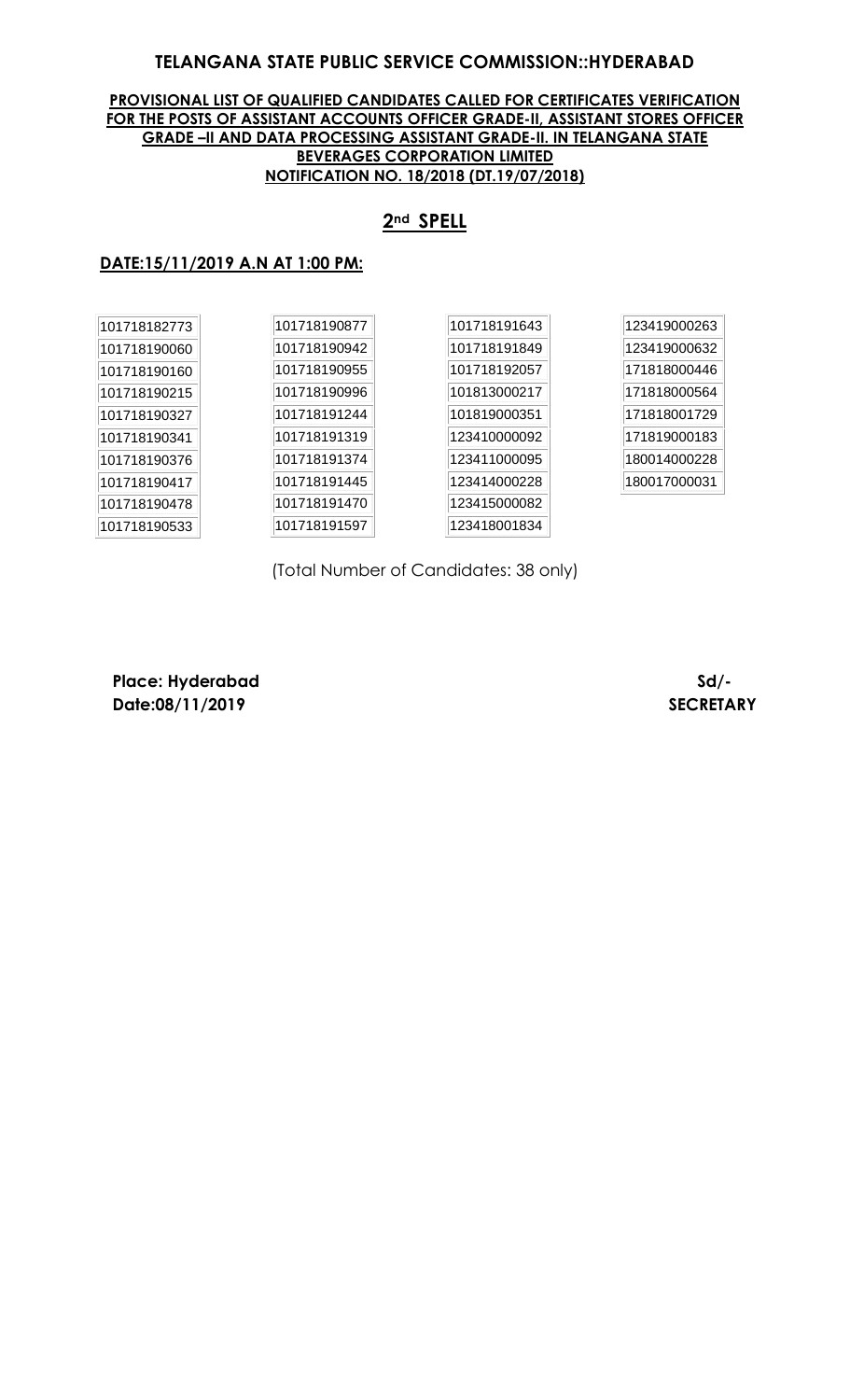## TELANGANA STATE PUBLIC SERVICE COMMISSION::HYDERABAD

**PROVISIONAL LIST OF QUALIFIED CANDIDATES CALLED FOR CERTIFICATES VERIFICATION FOR THE POSTS OF ASSISTANT ACCOUNTS OFFICER GRADE-II, ASSISTANT STORES OFFICER GRADE –II AND DATA PROCESSING ASSISTANT GRADE-II. IN TELANGANA STATE BEVERAGES CORPORATION LIMITED NOTIFICATION NO. 18/2018 (DT.19/07/2018)**

## 2nd SPELL

**DATE:15/11/2019 A.N AT 1:00 PM:**

| | | | |
|---|---|---|---|
| 101718182773 | 101718190877 | 101718191643 | 123419000263 |
| 101718190060 | 101718190942 | 101718191849 | 123419000632 |
| 101718190160 | 101718190955 | 101718192057 | 171818000446 |
| 101718190215 | 101718190996 | 101813000217 | 171818000564 |
| 101718190327 | 101718191244 | 101819000351 | 171818001729 |
| 101718190341 | 101718191319 | 123410000092 | 171819000183 |
| 101718190376 | 101718191374 | 123411000095 | 180014000228 |
| 101718190417 | 101718191445 | 123414000228 | 180017000031 |
| 101718190478 | 101718191470 | 123415000082 | |
| 101718190533 | 101718191597 | 123418001834 | |

(Total Number of Candidates: 38 only)

**Place: Hyderabad**
**Date:08/11/2019**

**Sd/-**
**SECRETARY**